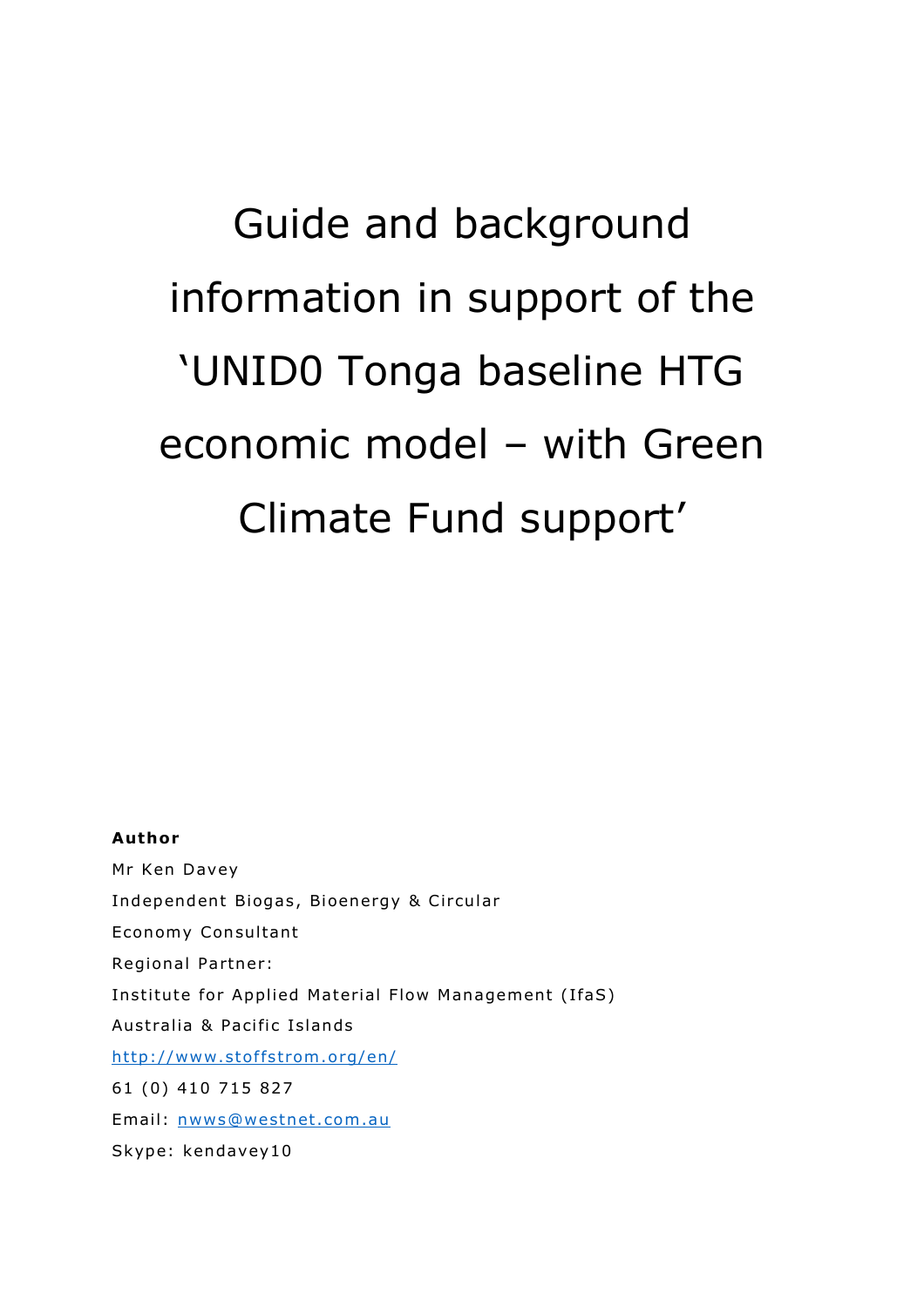# Guide and background information in support of the 'UNID0 Tonga baseline HTG economic model – with Green Climate Fund support'

**Author**

Mr Ken Davey

Independent Biogas, Bioenergy & Circular Economy Consultant

Regional Partner:

Institute for Applied Material Flow Management (IfaS)

Australia & Pacific Islands

[http://www.stoffstrom.org/en/](http://www.stoffstrom.org/en/)

61 (0) 410 715 827

Email: [nwws@westnet.com.au](mailto:nwws@westnet.com.au)

Skype: kendavey10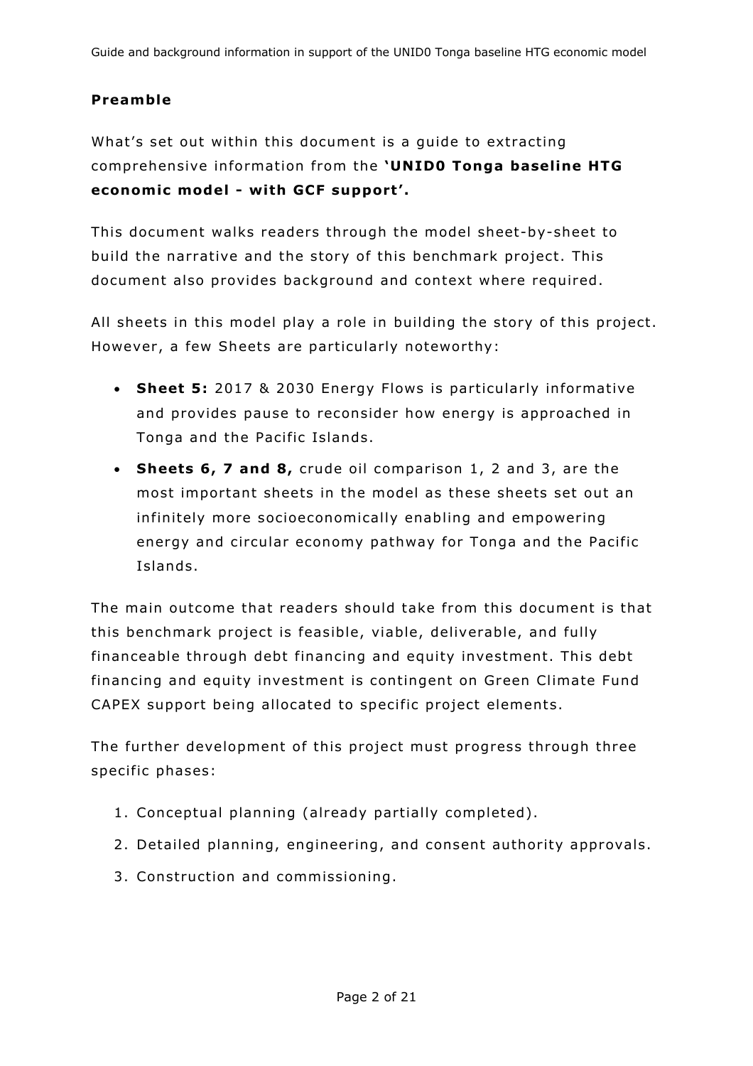## Preamble

What's set out within this document is a guide to extracting comprehensive information from the **'UNID0 Tonga baseline HTG economic model - with GCF support'.**

This document walks readers through the model sheet-by-sheet to build the narrative and the story of this benchmark project. This document also provides background and context where required.

All sheets in this model play a role in building the story of this project. However, a few Sheets are particularly noteworthy:

- **Sheet 5:** 2017 & 2030 Energy Flows is particularly informative and provides pause to reconsider how energy is approached in Tonga and the Pacific Islands.
- **Sheets 6, 7 and 8,** crude oil comparison 1, 2 and 3, are the most important sheets in the model as these sheets set out an infinitely more socioeconomically enabling and empowering energy and circular economy pathway for Tonga and the Pacific Islands.

The main outcome that readers should take from this document is that this benchmark project is feasible, viable, deliverable, and fully financeable through debt financing and equity investment. This debt financing and equity investment is contingent on Green Climate Fund CAPEX support being allocated to specific project elements.

The further development of this project must progress through three specific phases:

1. Conceptual planning (already partially completed).
2. Detailed planning, engineering, and consent authority approvals.
3. Construction and commissioning.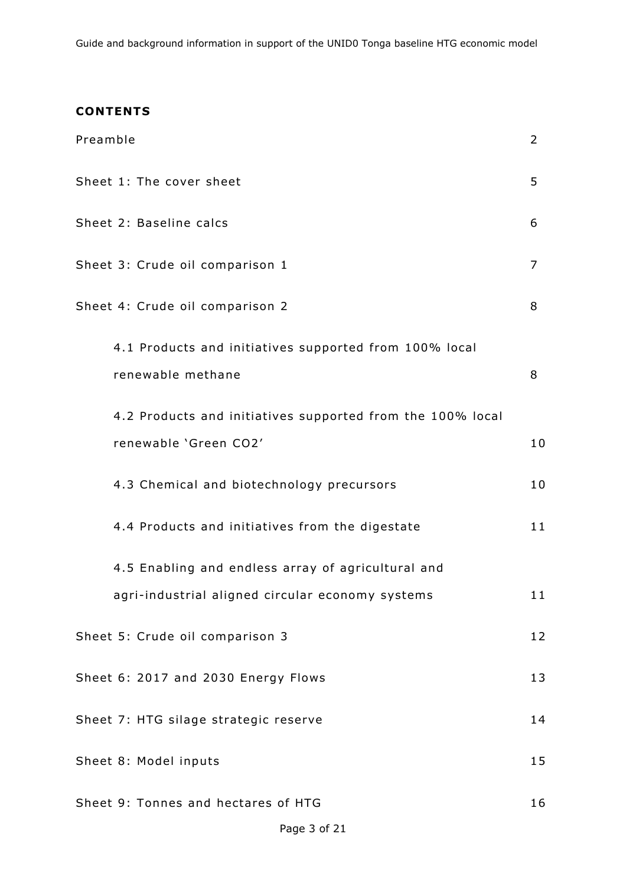**CONTENTS**

| | |
|---|---|
| Preamble | 2 |
| Sheet 1: The cover sheet | 5 |
| Sheet 2: Baseline calcs | 6 |
| Sheet 3: Crude oil comparison 1 | 7 |
| Sheet 4: Crude oil comparison 2 | 8 |
| 4.1 Products and initiatives supported from 100% local renewable methane | 8 |
| 4.2 Products and initiatives supported from the 100% local renewable 'Green CO2' | 10 |
| 4.3 Chemical and biotechnology precursors | 10 |
| 4.4 Products and initiatives from the digestate | 11 |
| 4.5 Enabling and endless array of agricultural and agri-industrial aligned circular economy systems | 11 |
| Sheet 5: Crude oil comparison 3 | 12 |
| Sheet 6: 2017 and 2030 Energy Flows | 13 |
| Sheet 7: HTG silage strategic reserve | 14 |
| Sheet 8: Model inputs | 15 |
| Sheet 9: Tonnes and hectares of HTG | 16 |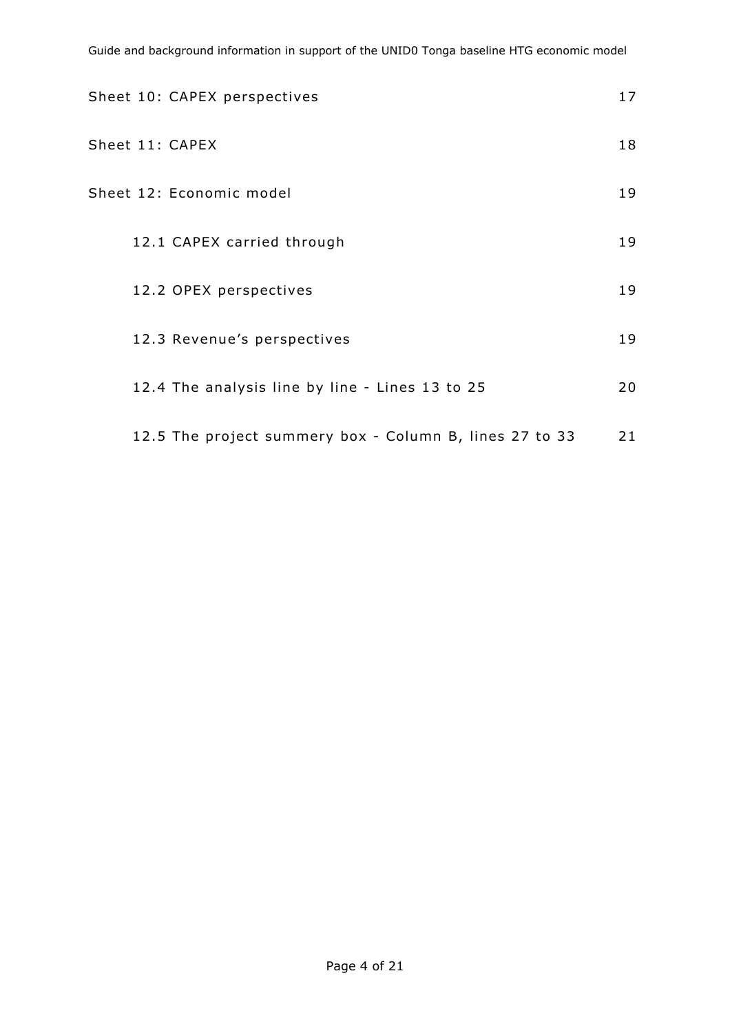Sheet 10: CAPEX perspectives 17

Sheet 11: CAPEX 18

Sheet 12: Economic model 19

- 12.1 CAPEX carried through 19
- 12.2 OPEX perspectives 19
- 12.3 Revenue's perspectives 19
- 12.4 The analysis line by line - Lines 13 to 25 20
- 12.5 The project summery box - Column B, lines 27 to 33 21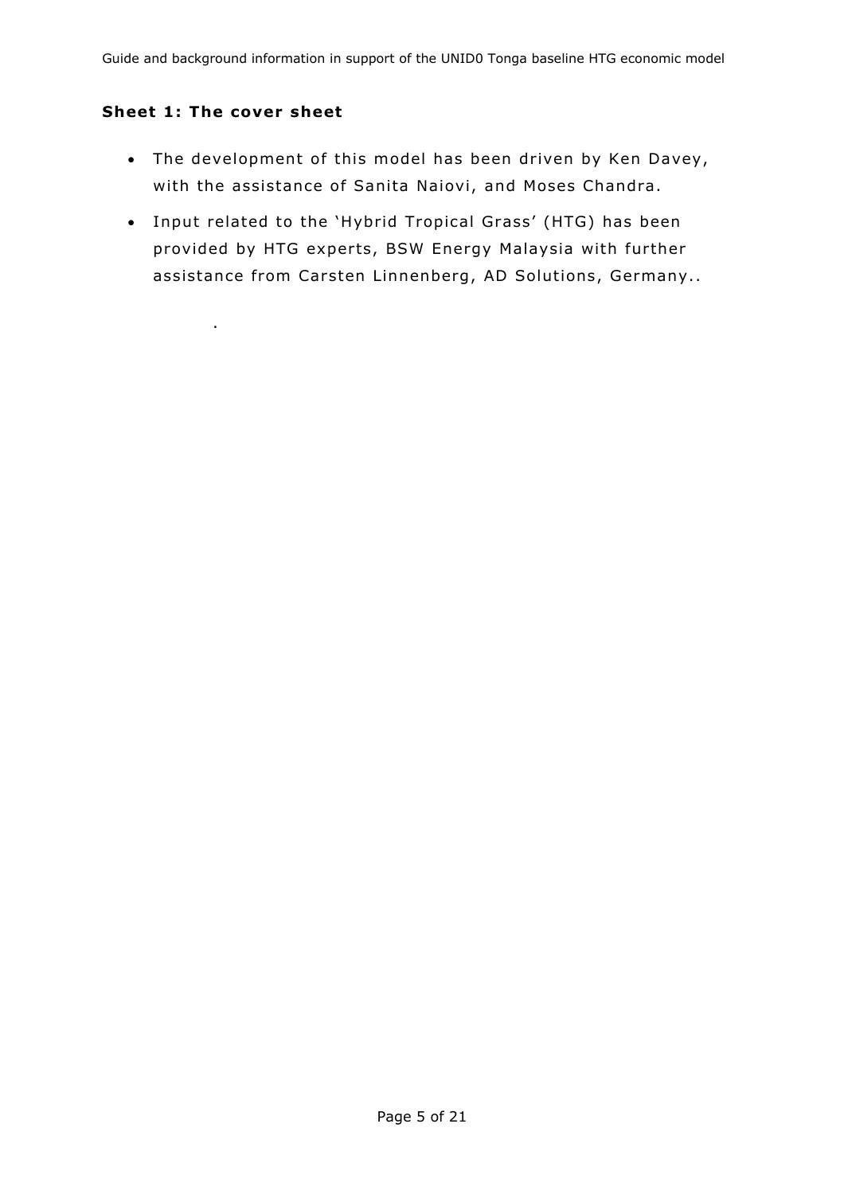### Sheet 1: The cover sheet

- The development of this model has been driven by Ken Davey, with the assistance of Sanita Naiovi, and Moses Chandra.
- Input related to the 'Hybrid Tropical Grass' (HTG) has been provided by HTG experts, BSW Energy Malaysia with further assistance from Carsten Linnenberg, AD Solutions, Germany..

.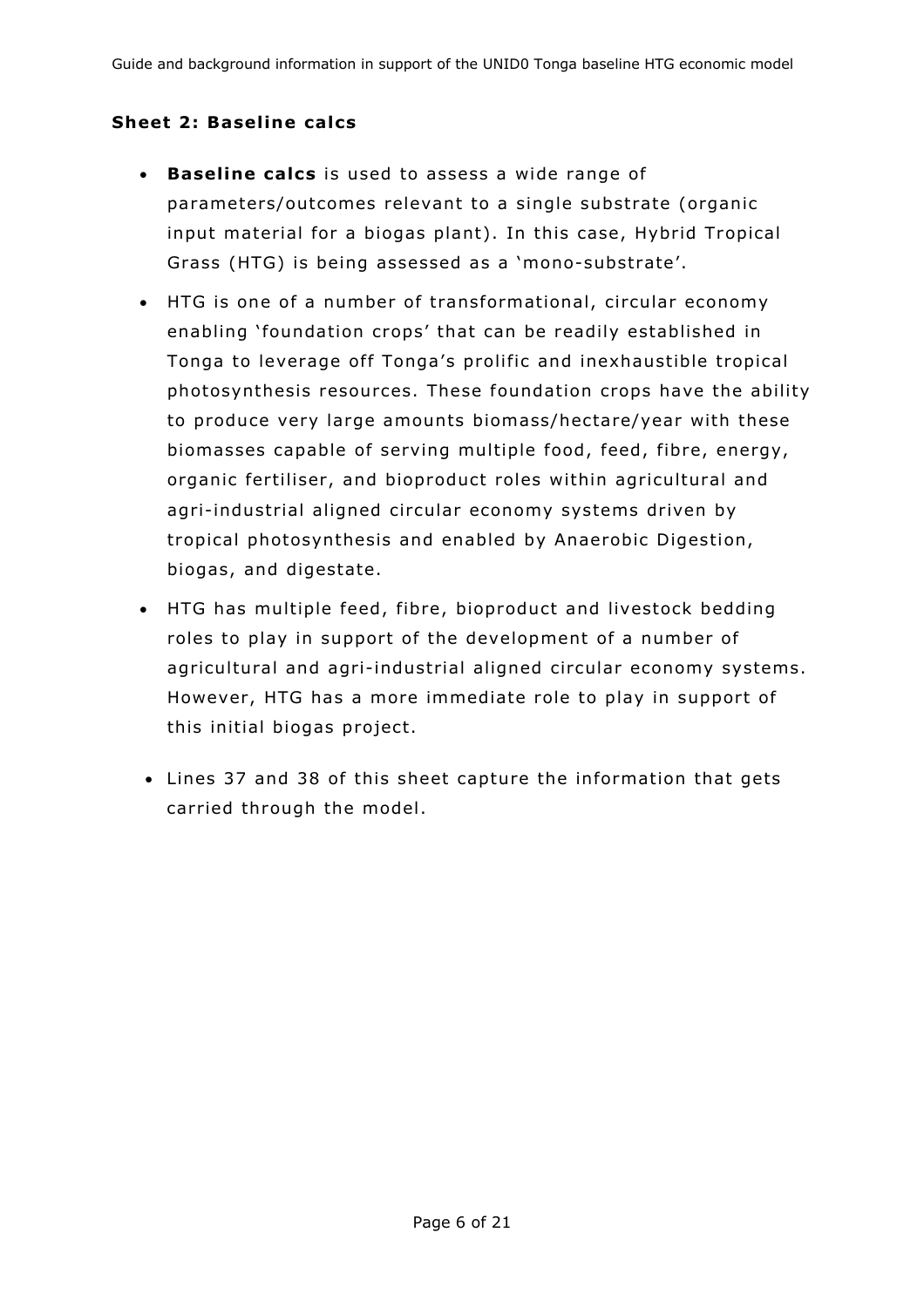### Sheet 2: Baseline calcs

- **Baseline calcs** is used to assess a wide range of parameters/outcomes relevant to a single substrate (organic input material for a biogas plant). In this case, Hybrid Tropical Grass (HTG) is being assessed as a 'mono-substrate'.
- HTG is one of a number of transformational, circular economy enabling 'foundation crops' that can be readily established in Tonga to leverage off Tonga's prolific and inexhaustible tropical photosynthesis resources. These foundation crops have the ability to produce very large amounts biomass/hectare/year with these biomasses capable of serving multiple food, feed, fibre, energy, organic fertiliser, and bioproduct roles within agricultural and agri-industrial aligned circular economy systems driven by tropical photosynthesis and enabled by Anaerobic Digestion, biogas, and digestate.
- HTG has multiple feed, fibre, bioproduct and livestock bedding roles to play in support of the development of a number of agricultural and agri-industrial aligned circular economy systems. However, HTG has a more immediate role to play in support of this initial biogas project.
- Lines 37 and 38 of this sheet capture the information that gets carried through the model.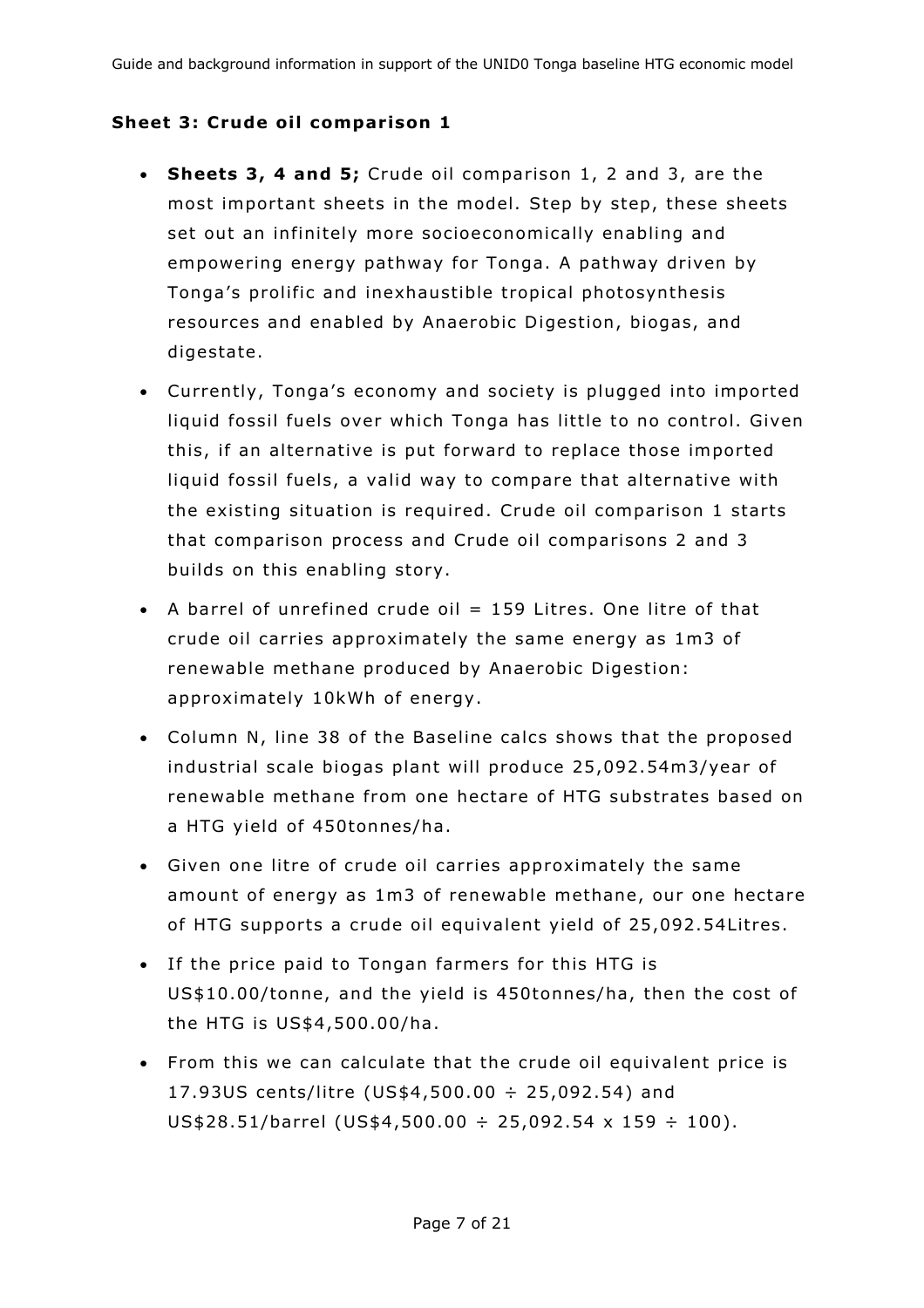**Sheet 3: Crude oil comparison 1**

- **Sheets 3, 4 and 5;** Crude oil comparison 1, 2 and 3, are the most important sheets in the model. Step by step, these sheets set out an infinitely more socioeconomically enabling and empowering energy pathway for Tonga. A pathway driven by Tonga's prolific and inexhaustible tropical photosynthesis resources and enabled by Anaerobic Digestion, biogas, and digestate.
- Currently, Tonga's economy and society is plugged into imported liquid fossil fuels over which Tonga has little to no control. Given this, if an alternative is put forward to replace those imported liquid fossil fuels, a valid way to compare that alternative with the existing situation is required. Crude oil comparison 1 starts that comparison process and Crude oil comparisons 2 and 3 builds on this enabling story.
- A barrel of unrefined crude oil = 159 Litres. One litre of that crude oil carries approximately the same energy as 1m3 of renewable methane produced by Anaerobic Digestion: approximately 10kWh of energy.
- Column N, line 38 of the Baseline calcs shows that the proposed industrial scale biogas plant will produce 25,092.54m3/year of renewable methane from one hectare of HTG substrates based on a HTG yield of 450tonnes/ha.
- Given one litre of crude oil carries approximately the same amount of energy as 1m3 of renewable methane, our one hectare of HTG supports a crude oil equivalent yield of 25,092.54Litres.
- If the price paid to Tongan farmers for this HTG is US$10.00/tonne, and the yield is 450tonnes/ha, then the cost of the HTG is US$4,500.00/ha.
- From this we can calculate that the crude oil equivalent price is 17.93US cents/litre (US$4,500.00 ÷ 25,092.54) and US$28.51/barrel (US$4,500.00 ÷ 25,092.54 x 159 ÷ 100).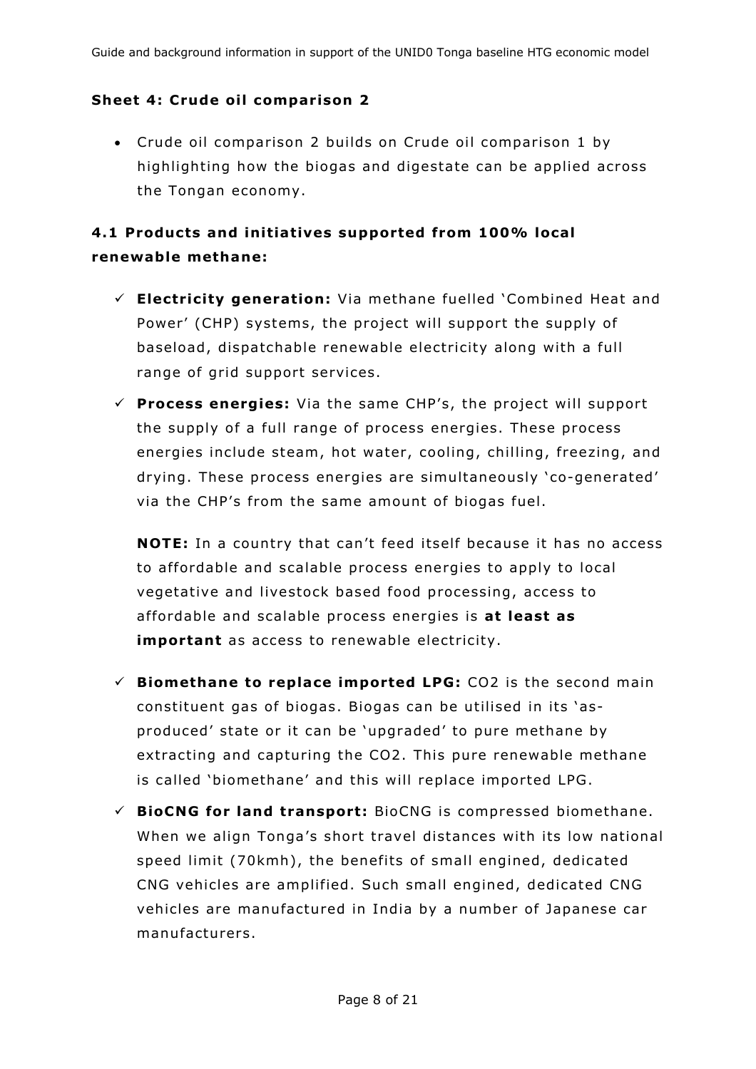### Sheet 4: Crude oil comparison 2

- Crude oil comparison 2 builds on Crude oil comparison 1 by highlighting how the biogas and digestate can be applied across the Tongan economy.

### 4.1 Products and initiatives supported from 100% local renewable methane:

- ✓ **Electricity generation:** Via methane fuelled 'Combined Heat and Power' (CHP) systems, the project will support the supply of baseload, dispatchable renewable electricity along with a full range of grid support services.

- ✓ **Process energies:** Via the same CHP's, the project will support the supply of a full range of process energies. These process energies include steam, hot water, cooling, chilling, freezing, and drying. These process energies are simultaneously 'co-generated' via the CHP's from the same amount of biogas fuel.

  **NOTE:** In a country that can't feed itself because it has no access to affordable and scalable process energies to apply to local vegetative and livestock based food processing, access to affordable and scalable process energies is **at least as important** as access to renewable electricity.

- ✓ **Biomethane to replace imported LPG:** $CO_2$ is the second main constituent gas of biogas. Biogas can be utilised in its 'as-produced' state or it can be 'upgraded' to pure methane by extracting and capturing the $CO_2$. This pure renewable methane is called 'biomethane' and this will replace imported LPG.

- ✓ **BioCNG for land transport:** BioCNG is compressed biomethane. When we align Tonga's short travel distances with its low national speed limit (70kmh), the benefits of small engined, dedicated CNG vehicles are amplified. Such small engined, dedicated CNG vehicles are manufactured in India by a number of Japanese car manufacturers.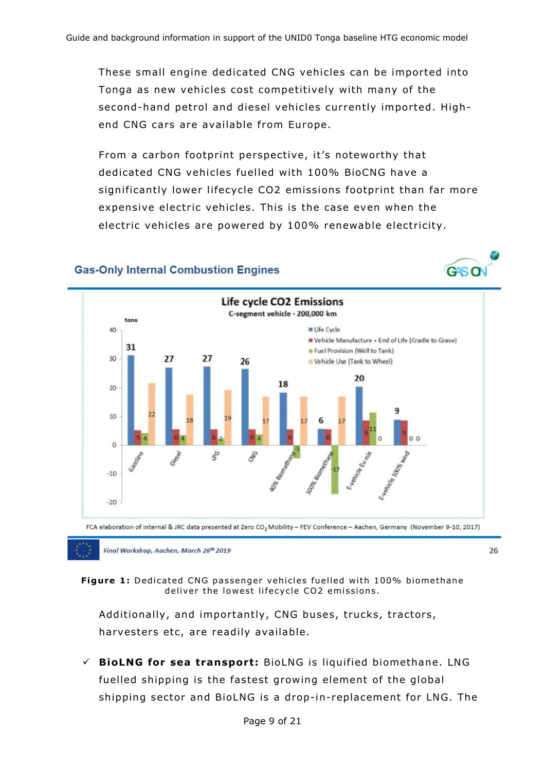These small engine dedicated CNG vehicles can be imported into Tonga as new vehicles cost competitively with many of the second-hand petrol and diesel vehicles currently imported. High-end CNG cars are available from Europe.

From a carbon footprint perspective, it's noteworthy that dedicated CNG vehicles fuelled with 100% BioCNG have a significantly lower lifecycle CO2 emissions footprint than far more expensive electric vehicles. This is the case even when the electric vehicles are powered by 100% renewable electricity.

**Figure 1:** Dedicated CNG passenger vehicles fuelled with 100% biomethane deliver the lowest lifecycle CO2 emissions.

Additionally, and importantly, CNG buses, trucks, tractors, harvesters etc, are readily available.

- ✓ **BioLNG for sea transport:** BioLNG is liquified biomethane. LNG fuelled shipping is the fastest growing element of the global shipping sector and BioLNG is a drop-in-replacement for LNG. The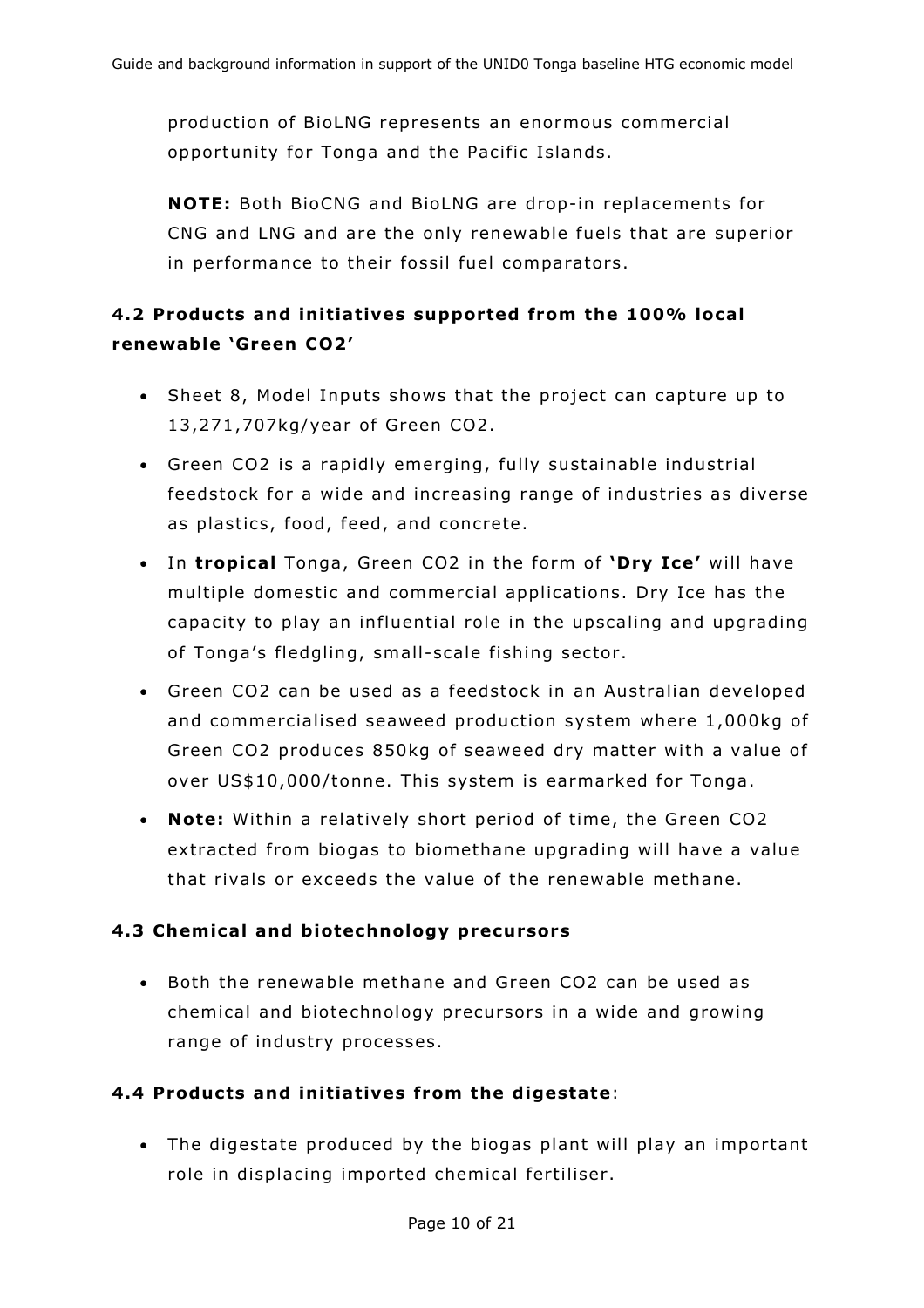production of BioLNG represents an enormous commercial opportunity for Tonga and the Pacific Islands.

**NOTE:** Both BioCNG and BioLNG are drop-in replacements for CNG and LNG and are the only renewable fuels that are superior in performance to their fossil fuel comparators.

### 4.2 Products and initiatives supported from the 100% local renewable 'Green CO2'

- Sheet 8, Model Inputs shows that the project can capture up to 13,271,707kg/year of Green CO2.
- Green CO2 is a rapidly emerging, fully sustainable industrial feedstock for a wide and increasing range of industries as diverse as plastics, food, feed, and concrete.
- In **tropical** Tonga, Green CO2 in the form of **'Dry Ice'** will have multiple domestic and commercial applications. Dry Ice has the capacity to play an influential role in the upscaling and upgrading of Tonga's fledgling, small-scale fishing sector.
- Green CO2 can be used as a feedstock in an Australian developed and commercialised seaweed production system where 1,000kg of Green CO2 produces 850kg of seaweed dry matter with a value of over US$10,000/tonne. This system is earmarked for Tonga.
- **Note:** Within a relatively short period of time, the Green CO2 extracted from biogas to biomethane upgrading will have a value that rivals or exceeds the value of the renewable methane.

### 4.3 Chemical and biotechnology precursors

- Both the renewable methane and Green CO2 can be used as chemical and biotechnology precursors in a wide and growing range of industry processes.

### 4.4 Products and initiatives from the digestate:

- The digestate produced by the biogas plant will play an important role in displacing imported chemical fertiliser.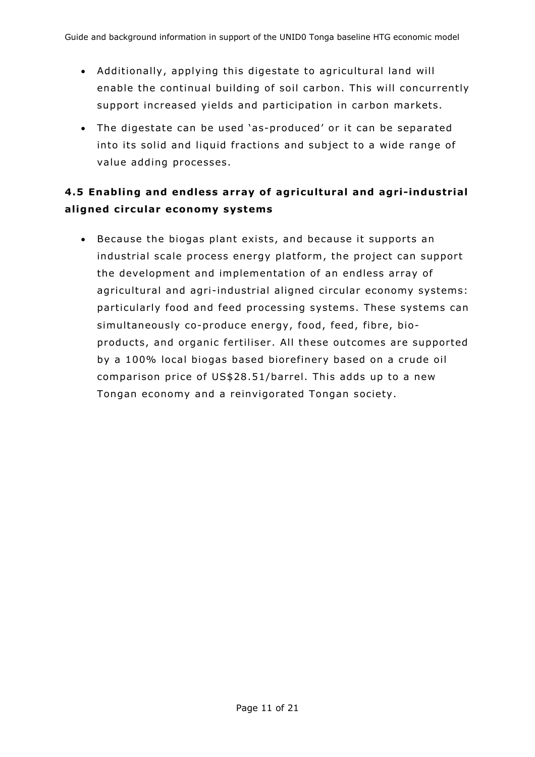- Additionally, applying this digestate to agricultural land will enable the continual building of soil carbon. This will concurrently support increased yields and participation in carbon markets.
- The digestate can be used 'as-produced' or it can be separated into its solid and liquid fractions and subject to a wide range of value adding processes.

### 4.5 Enabling and endless array of agricultural and agri-industrial aligned circular economy systems

- Because the biogas plant exists, and because it supports an industrial scale process energy platform, the project can support the development and implementation of an endless array of agricultural and agri-industrial aligned circular economy systems: particularly food and feed processing systems. These systems can simultaneously co-produce energy, food, feed, fibre, bio-products, and organic fertiliser. All these outcomes are supported by a 100% local biogas based biorefinery based on a crude oil comparison price of US$28.51/barrel. This adds up to a new Tongan economy and a reinvigorated Tongan society.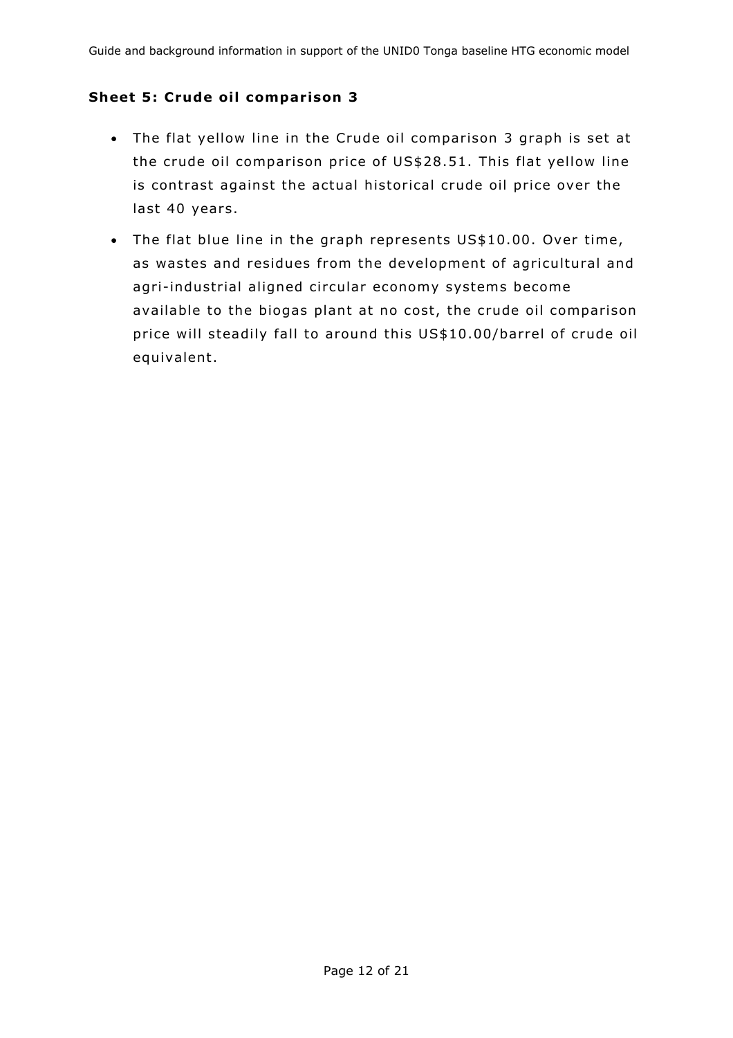### Sheet 5: Crude oil comparison 3

- The flat yellow line in the Crude oil comparison 3 graph is set at the crude oil comparison price of US$28.51. This flat yellow line is contrast against the actual historical crude oil price over the last 40 years.
- The flat blue line in the graph represents US$10.00. Over time, as wastes and residues from the development of agricultural and agri-industrial aligned circular economy systems become available to the biogas plant at no cost, the crude oil comparison price will steadily fall to around this US$10.00/barrel of crude oil equivalent.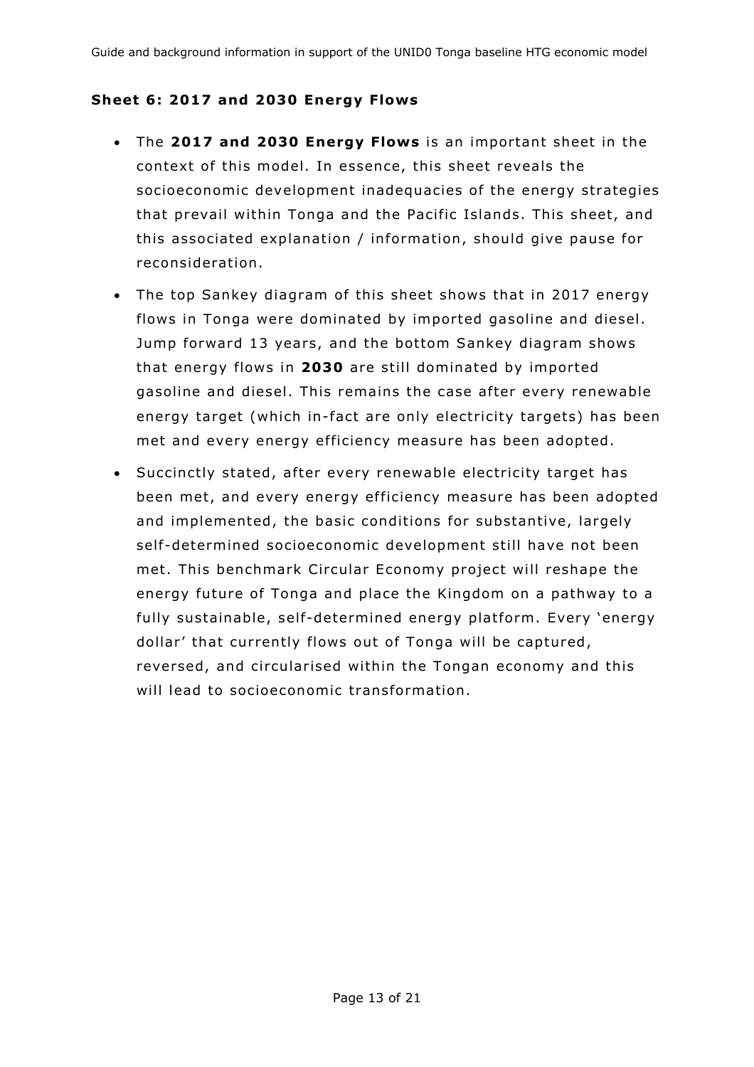### Sheet 6: 2017 and 2030 Energy Flows

- The **2017 and 2030 Energy Flows** is an important sheet in the context of this model. In essence, this sheet reveals the socioeconomic development inadequacies of the energy strategies that prevail within Tonga and the Pacific Islands. This sheet, and this associated explanation / information, should give pause for reconsideration.
- The top Sankey diagram of this sheet shows that in 2017 energy flows in Tonga were dominated by imported gasoline and diesel. Jump forward 13 years, and the bottom Sankey diagram shows that energy flows in **2030** are still dominated by imported gasoline and diesel. This remains the case after every renewable energy target (which in-fact are only electricity targets) has been met and every energy efficiency measure has been adopted.
- Succinctly stated, after every renewable electricity target has been met, and every energy efficiency measure has been adopted and implemented, the basic conditions for substantive, largely self-determined socioeconomic development still have not been met. This benchmark Circular Economy project will reshape the energy future of Tonga and place the Kingdom on a pathway to a fully sustainable, self-determined energy platform. Every 'energy dollar' that currently flows out of Tonga will be captured, reversed, and circularised within the Tongan economy and this will lead to socioeconomic transformation.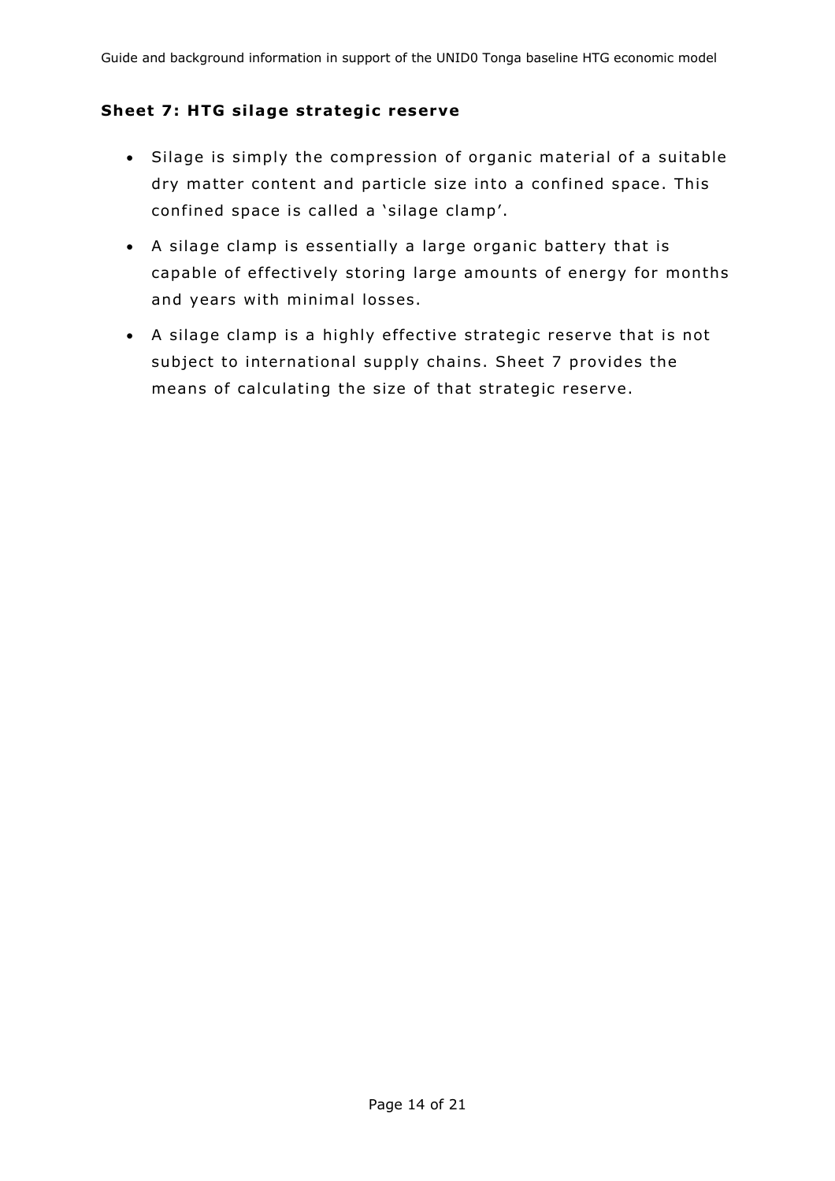**Sheet 7: HTG silage strategic reserve**

- Silage is simply the compression of organic material of a suitable dry matter content and particle size into a confined space. This confined space is called a 'silage clamp'.
- A silage clamp is essentially a large organic battery that is capable of effectively storing large amounts of energy for months and years with minimal losses.
- A silage clamp is a highly effective strategic reserve that is not subject to international supply chains. Sheet 7 provides the means of calculating the size of that strategic reserve.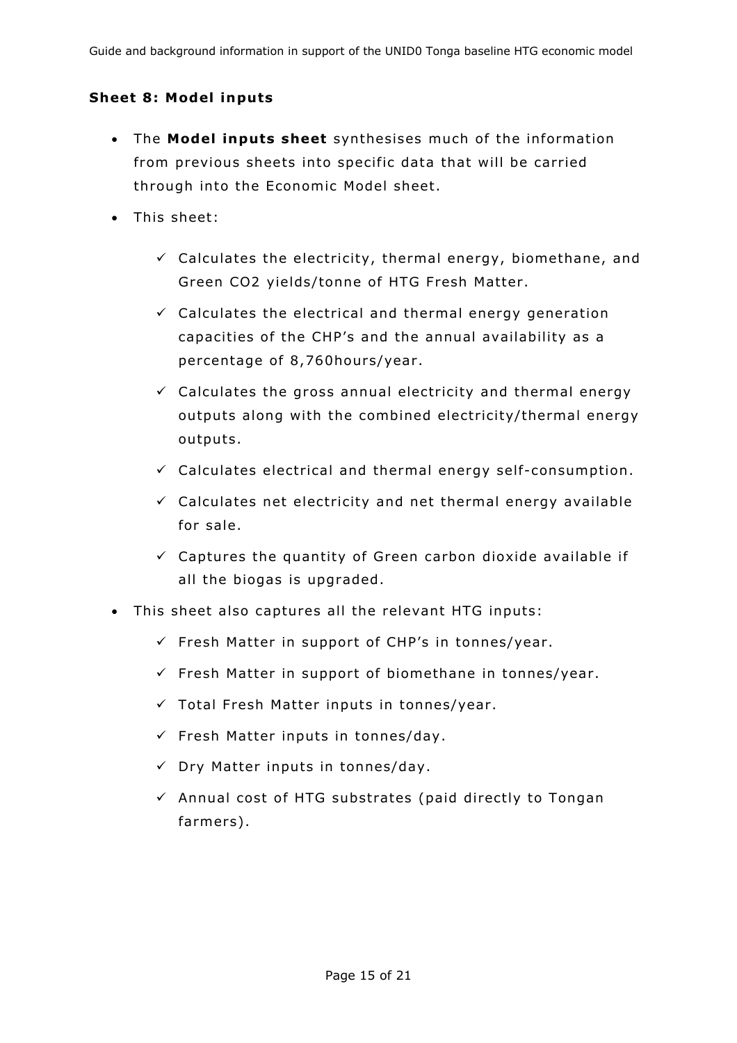### Sheet 8: Model inputs

- The **Model inputs sheet** synthesises much of the information from previous sheets into specific data that will be carried through into the Economic Model sheet.
- This sheet:
  - ✓ Calculates the electricity, thermal energy, biomethane, and Green CO2 yields/tonne of HTG Fresh Matter.
  - ✓ Calculates the electrical and thermal energy generation capacities of the CHP's and the annual availability as a percentage of 8,760hours/year.
  - ✓ Calculates the gross annual electricity and thermal energy outputs along with the combined electricity/thermal energy outputs.
  - ✓ Calculates electrical and thermal energy self-consumption.
  - ✓ Calculates net electricity and net thermal energy available for sale.
  - ✓ Captures the quantity of Green carbon dioxide available if all the biogas is upgraded.
- This sheet also captures all the relevant HTG inputs:
  - ✓ Fresh Matter in support of CHP's in tonnes/year.
  - ✓ Fresh Matter in support of biomethane in tonnes/year.
  - ✓ Total Fresh Matter inputs in tonnes/year.
  - ✓ Fresh Matter inputs in tonnes/day.
  - ✓ Dry Matter inputs in tonnes/day.
  - ✓ Annual cost of HTG substrates (paid directly to Tongan farmers).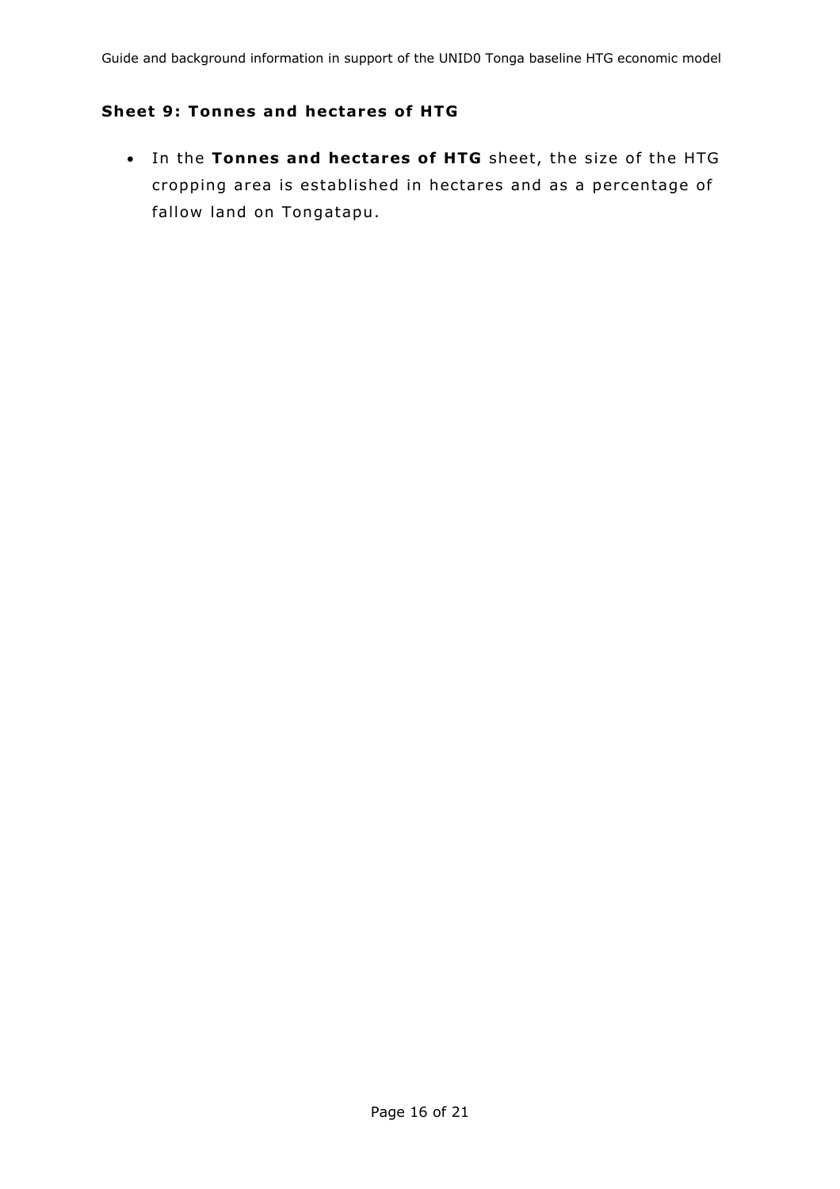**Sheet 9: Tonnes and hectares of HTG**

- In the **Tonnes and hectares of HTG** sheet, the size of the HTG cropping area is established in hectares and as a percentage of fallow land on Tongatapu.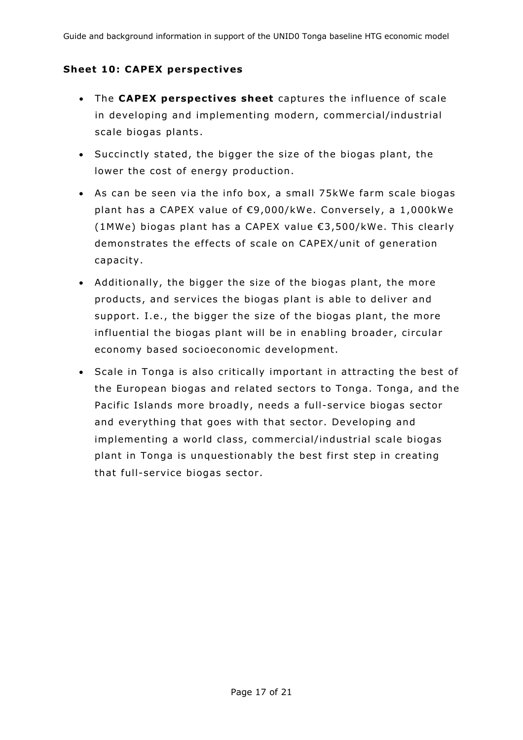**Sheet 10: CAPEX perspectives**

- The **CAPEX perspectives sheet** captures the influence of scale in developing and implementing modern, commercial/industrial scale biogas plants.
- Succinctly stated, the bigger the size of the biogas plant, the lower the cost of energy production.
- As can be seen via the info box, a small 75kWe farm scale biogas plant has a CAPEX value of €9,000/kWe. Conversely, a 1,000kWe (1MWe) biogas plant has a CAPEX value €3,500/kWe. This clearly demonstrates the effects of scale on CAPEX/unit of generation capacity.
- Additionally, the bigger the size of the biogas plant, the more products, and services the biogas plant is able to deliver and support. I.e., the bigger the size of the biogas plant, the more influential the biogas plant will be in enabling broader, circular economy based socioeconomic development.
- Scale in Tonga is also critically important in attracting the best of the European biogas and related sectors to Tonga. Tonga, and the Pacific Islands more broadly, needs a full-service biogas sector and everything that goes with that sector. Developing and implementing a world class, commercial/industrial scale biogas plant in Tonga is unquestionably the best first step in creating that full-service biogas sector.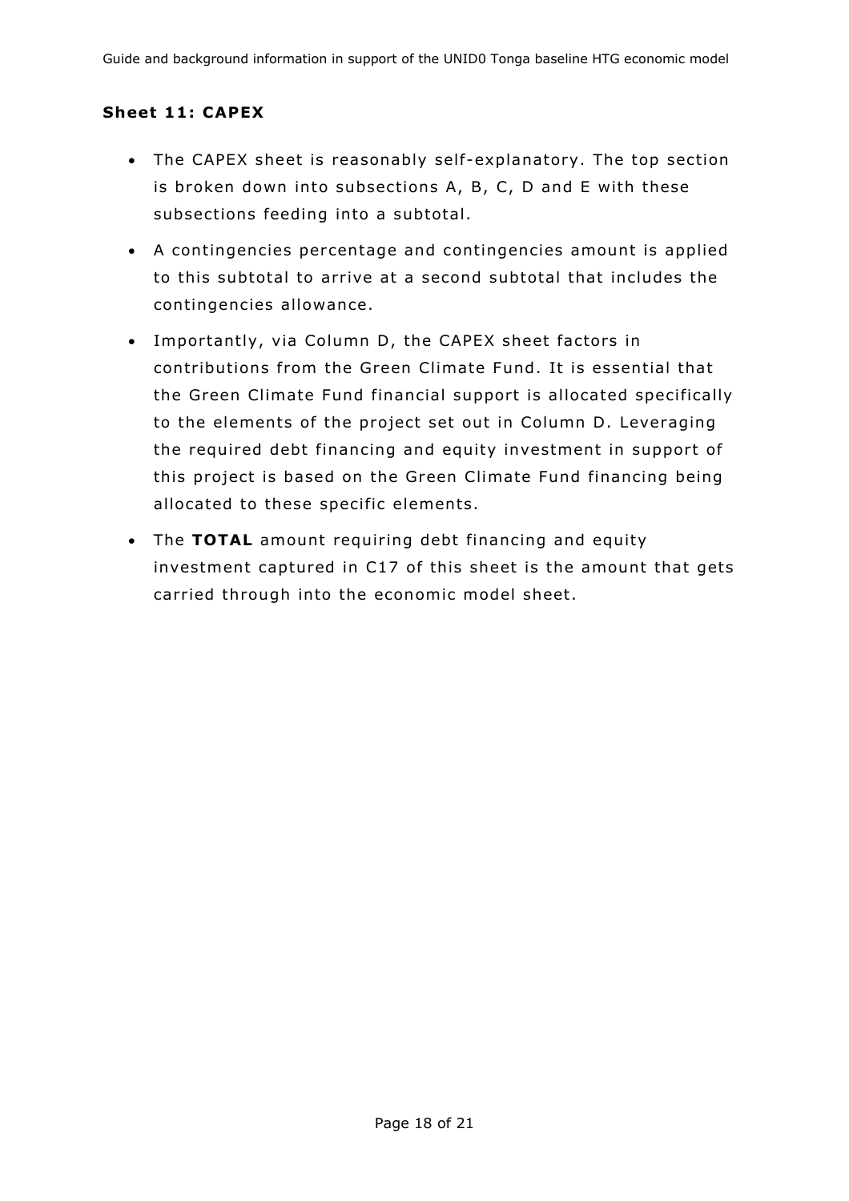### Sheet 11: CAPEX

- The CAPEX sheet is reasonably self-explanatory. The top section is broken down into subsections A, B, C, D and E with these subsections feeding into a subtotal.
- A contingencies percentage and contingencies amount is applied to this subtotal to arrive at a second subtotal that includes the contingencies allowance.
- Importantly, via Column D, the CAPEX sheet factors in contributions from the Green Climate Fund. It is essential that the Green Climate Fund financial support is allocated specifically to the elements of the project set out in Column D. Leveraging the required debt financing and equity investment in support of this project is based on the Green Climate Fund financing being allocated to these specific elements.
- The **TOTAL** amount requiring debt financing and equity investment captured in C17 of this sheet is the amount that gets carried through into the economic model sheet.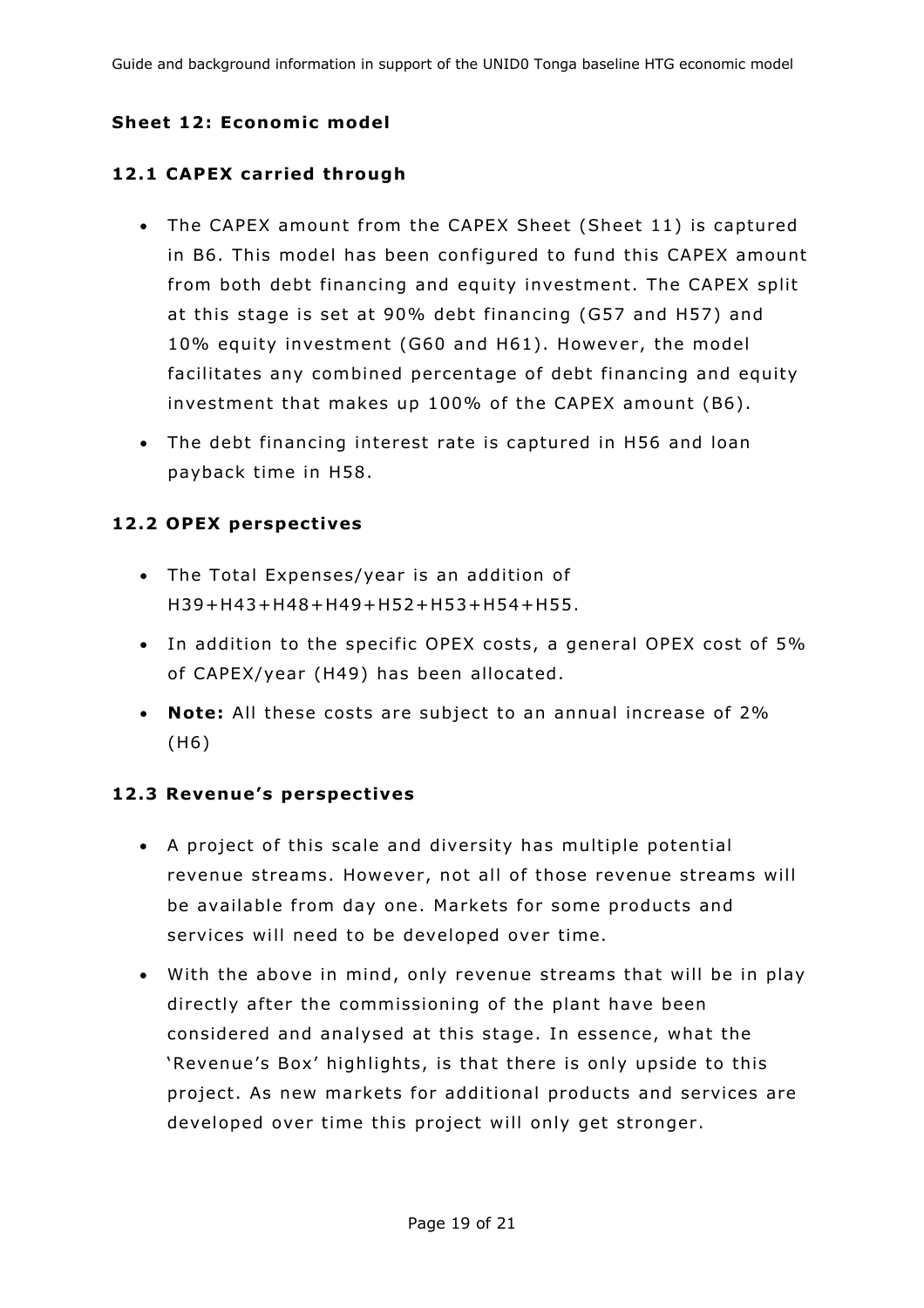## Sheet 12: Economic model

### 12.1 CAPEX carried through

- The CAPEX amount from the CAPEX Sheet (Sheet 11) is captured in B6. This model has been configured to fund this CAPEX amount from both debt financing and equity investment. The CAPEX split at this stage is set at 90% debt financing (G57 and H57) and 10% equity investment (G60 and H61). However, the model facilitates any combined percentage of debt financing and equity investment that makes up 100% of the CAPEX amount (B6).
- The debt financing interest rate is captured in H56 and loan payback time in H58.

### 12.2 OPEX perspectives

- The Total Expenses/year is an addition of H39+H43+H48+H49+H52+H53+H54+H55.
- In addition to the specific OPEX costs, a general OPEX cost of 5% of CAPEX/year (H49) has been allocated.
- **Note:** All these costs are subject to an annual increase of 2% (H6)

### 12.3 Revenue's perspectives

- A project of this scale and diversity has multiple potential revenue streams. However, not all of those revenue streams will be available from day one. Markets for some products and services will need to be developed over time.
- With the above in mind, only revenue streams that will be in play directly after the commissioning of the plant have been considered and analysed at this stage. In essence, what the 'Revenue's Box' highlights, is that there is only upside to this project. As new markets for additional products and services are developed over time this project will only get stronger.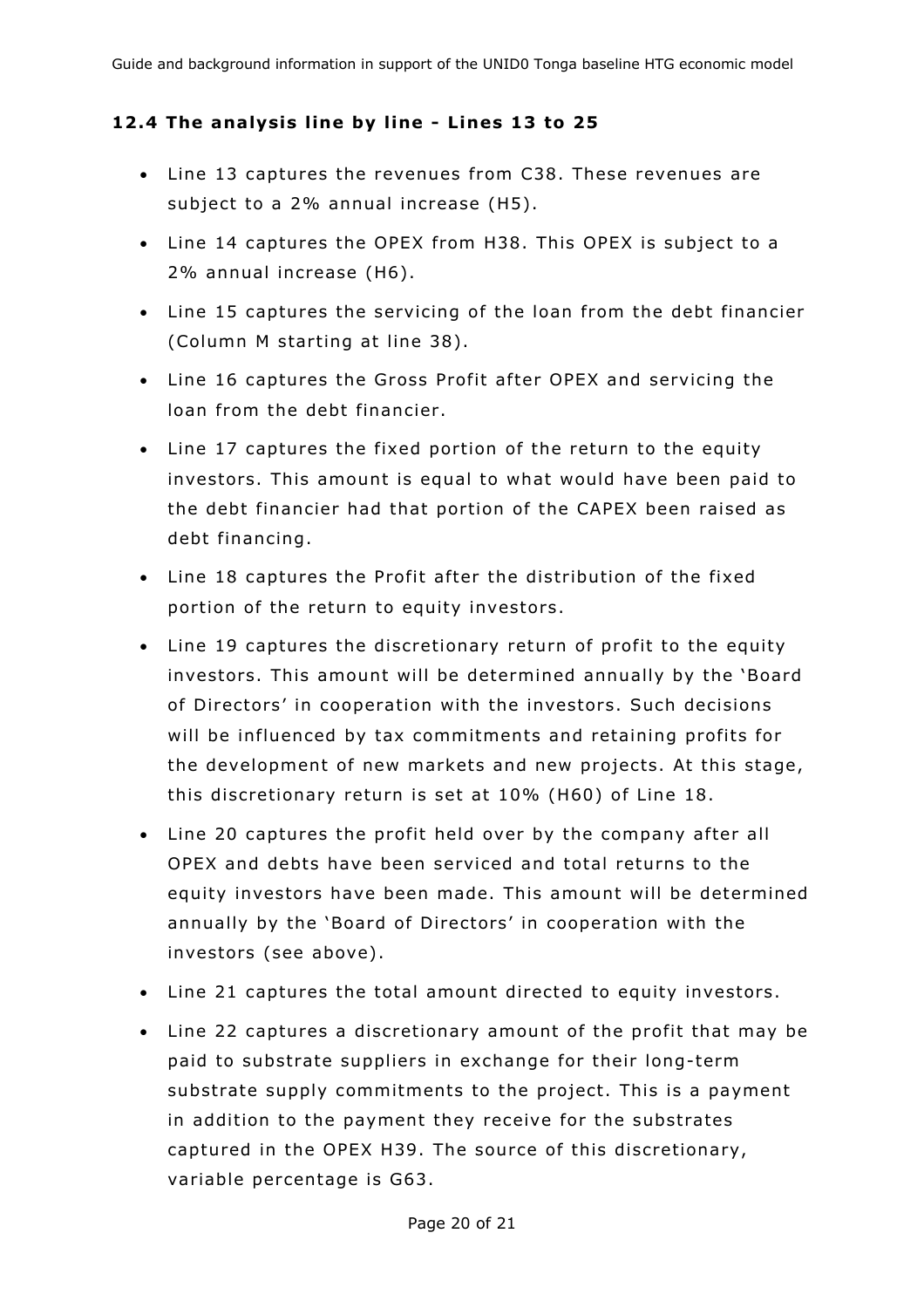### 12.4 The analysis line by line - Lines 13 to 25

- Line 13 captures the revenues from C38. These revenues are subject to a 2% annual increase (H5).
- Line 14 captures the OPEX from H38. This OPEX is subject to a 2% annual increase (H6).
- Line 15 captures the servicing of the loan from the debt financier (Column M starting at line 38).
- Line 16 captures the Gross Profit after OPEX and servicing the loan from the debt financier.
- Line 17 captures the fixed portion of the return to the equity investors. This amount is equal to what would have been paid to the debt financier had that portion of the CAPEX been raised as debt financing.
- Line 18 captures the Profit after the distribution of the fixed portion of the return to equity investors.
- Line 19 captures the discretionary return of profit to the equity investors. This amount will be determined annually by the 'Board of Directors' in cooperation with the investors. Such decisions will be influenced by tax commitments and retaining profits for the development of new markets and new projects. At this stage, this discretionary return is set at 10% (H60) of Line 18.
- Line 20 captures the profit held over by the company after all OPEX and debts have been serviced and total returns to the equity investors have been made. This amount will be determined annually by the 'Board of Directors' in cooperation with the investors (see above).
- Line 21 captures the total amount directed to equity investors.
- Line 22 captures a discretionary amount of the profit that may be paid to substrate suppliers in exchange for their long-term substrate supply commitments to the project. This is a payment in addition to the payment they receive for the substrates captured in the OPEX H39. The source of this discretionary, variable percentage is G63.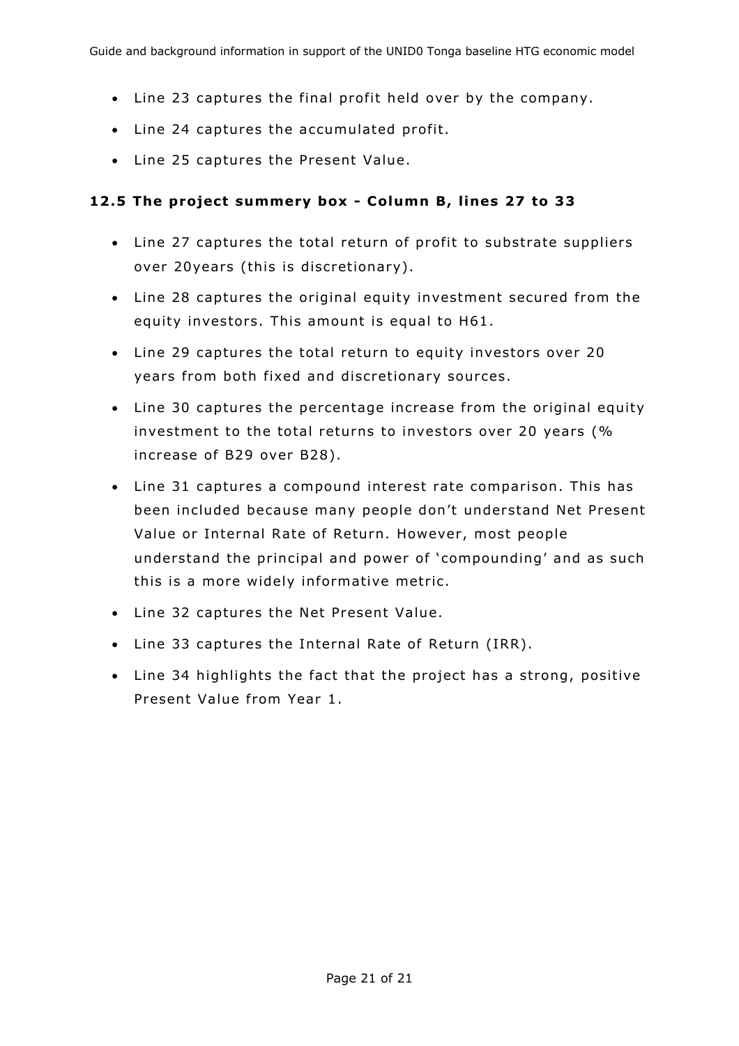- Line 23 captures the final profit held over by the company.
- Line 24 captures the accumulated profit.
- Line 25 captures the Present Value.

### 12.5 The project summery box - Column B, lines 27 to 33

- Line 27 captures the total return of profit to substrate suppliers over 20years (this is discretionary).
- Line 28 captures the original equity investment secured from the equity investors. This amount is equal to H61.
- Line 29 captures the total return to equity investors over 20 years from both fixed and discretionary sources.
- Line 30 captures the percentage increase from the original equity investment to the total returns to investors over 20 years (% increase of B29 over B28).
- Line 31 captures a compound interest rate comparison. This has been included because many people don't understand Net Present Value or Internal Rate of Return. However, most people understand the principal and power of 'compounding' and as such this is a more widely informative metric.
- Line 32 captures the Net Present Value.
- Line 33 captures the Internal Rate of Return (IRR).
- Line 34 highlights the fact that the project has a strong, positive Present Value from Year 1.